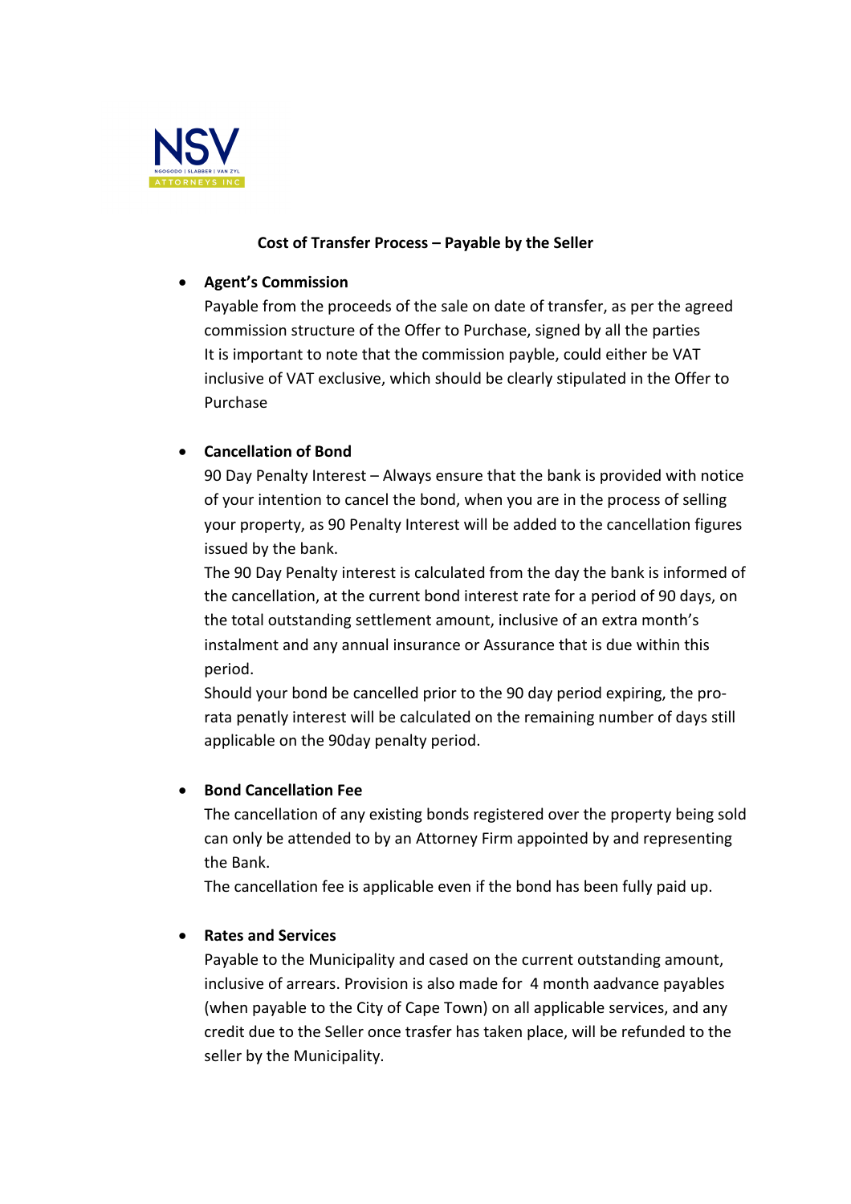NSV

NGOGODO | SLABBER | VAN ZYL

ATTORNEYS INC

**Cost of Transfer Process – Payable by the Seller**

- **Agent's Commission**
  Payable from the proceeds of the sale on date of transfer, as per the agreed commission structure of the Offer to Purchase, signed by all the parties
  It is important to note that the commission payble, could either be VAT inclusive of VAT exclusive, which should be clearly stipulated in the Offer to Purchase

- **Cancellation of Bond**
  90 Day Penalty Interest – Always ensure that the bank is provided with notice of your intention to cancel the bond, when you are in the process of selling your property, as 90 Penalty Interest will be added to the cancellation figures issued by the bank.
  The 90 Day Penalty interest is calculated from the day the bank is informed of the cancellation, at the current bond interest rate for a period of 90 days, on the total outstanding settlement amount, inclusive of an extra month's instalment and any annual insurance or Assurance that is due within this period.
  Should your bond be cancelled prior to the 90 day period expiring, the pro-rata penatly interest will be calculated on the remaining number of days still applicable on the 90day penalty period.

- **Bond Cancellation Fee**
  The cancellation of any existing bonds registered over the property being sold can only be attended to by an Attorney Firm appointed by and representing the Bank.
  The cancellation fee is applicable even if the bond has been fully paid up.

- **Rates and Services**
  Payable to the Municipality and cased on the current outstanding amount, inclusive of arrears. Provision is also made for 4 month aadvance payables (when payable to the City of Cape Town) on all applicable services, and any credit due to the Seller once trasfer has taken place, will be refunded to the seller by the Municipality.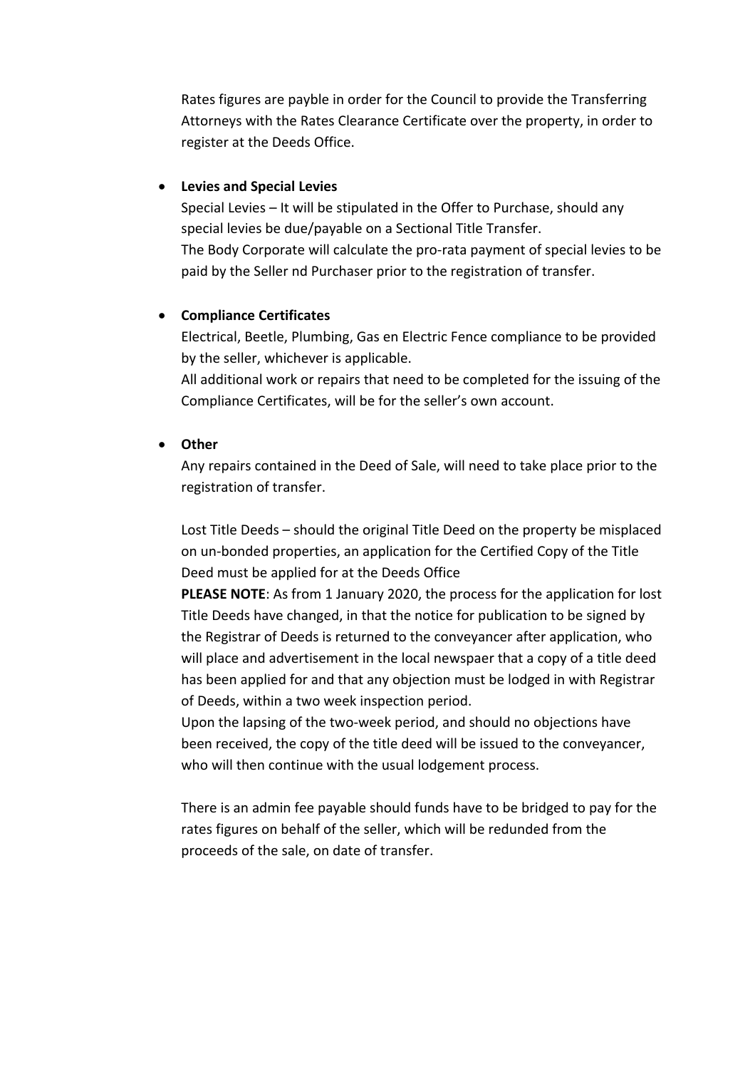Rates figures are payble in order for the Council to provide the Transferring Attorneys with the Rates Clearance Certificate over the property, in order to register at the Deeds Office.

- **Levies and Special Levies**

  Special Levies – It will be stipulated in the Offer to Purchase, should any special levies be due/payable on a Sectional Title Transfer.
  The Body Corporate will calculate the pro-rata payment of special levies to be paid by the Seller nd Purchaser prior to the registration of transfer.

- **Compliance Certificates**

  Electrical, Beetle, Plumbing, Gas en Electric Fence compliance to be provided by the seller, whichever is applicable.
  All additional work or repairs that need to be completed for the issuing of the Compliance Certificates, will be for the seller's own account.

- **Other**

  Any repairs contained in the Deed of Sale, will need to take place prior to the registration of transfer.

  Lost Title Deeds – should the original Title Deed on the property be misplaced on un-bonded properties, an application for the Certified Copy of the Title Deed must be applied for at the Deeds Office
  **PLEASE NOTE**: As from 1 January 2020, the process for the application for lost Title Deeds have changed, in that the notice for publication to be signed by the Registrar of Deeds is returned to the conveyancer after application, who will place and advertisement in the local newspaer that a copy of a title deed has been applied for and that any objection must be lodged in with Registrar of Deeds, within a two week inspection period.
  Upon the lapsing of the two-week period, and should no objections have been received, the copy of the title deed will be issued to the conveyancer, who will then continue with the usual lodgement process.

  There is an admin fee payable should funds have to be bridged to pay for the rates figures on behalf of the seller, which will be redunded from the proceeds of the sale, on date of transfer.